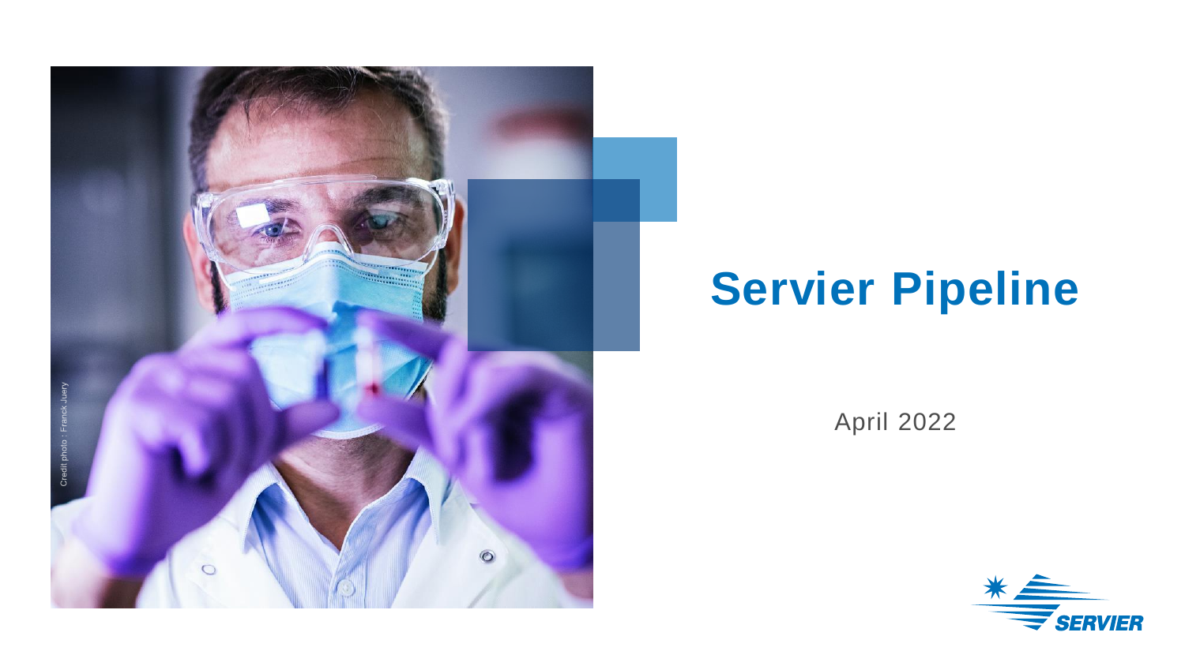# Servier Pipeline

April 2022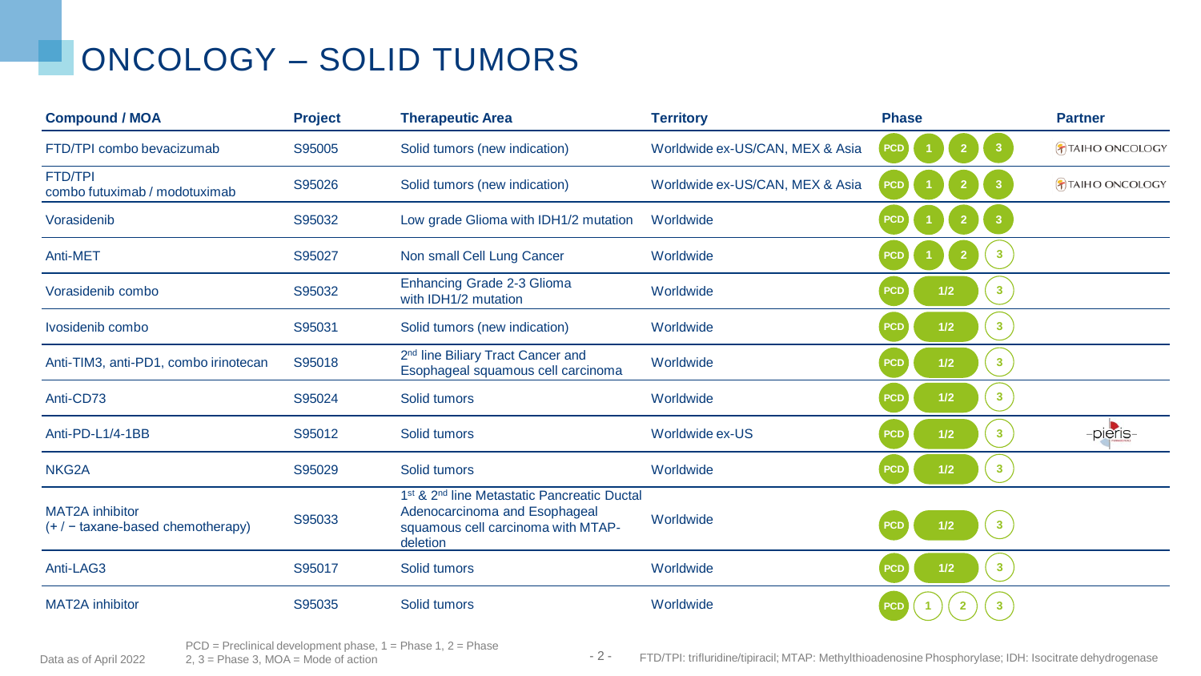# ONCOLOGY – SOLID TUMORS

| Compound / MOA | Project | Therapeutic Area | Territory | Phase | Partner |
|---|---|---|---|---|---|
| FTD/TPI combo bevacizumab | S95005 | Solid tumors (new indication) | Worldwide ex-US/CAN, MEX & Asia | PCD 1 2 3 | TAIHO ONCOLOGY |
| FTD/TPI combo futuximab / modotuximab | S95026 | Solid tumors (new indication) | Worldwide ex-US/CAN, MEX & Asia | PCD 1 2 3 | TAIHO ONCOLOGY |
| Vorasidenib | S95032 | Low grade Glioma with IDH1/2 mutation | Worldwide | PCD 1 2 3 | |
| Anti-MET | S95027 | Non small Cell Lung Cancer | Worldwide | PCD 1 2 3 | |
| Vorasidenib combo | S95032 | Enhancing Grade 2-3 Glioma with IDH1/2 mutation | Worldwide | PCD 1/2 3 | |
| Ivosidenib combo | S95031 | Solid tumors (new indication) | Worldwide | PCD 1/2 3 | |
| Anti-TIM3, anti-PD1, combo irinotecan | S95018 | 2nd line Biliary Tract Cancer and Esophageal squamous cell carcinoma | Worldwide | PCD 1/2 3 | |
| Anti-CD73 | S95024 | Solid tumors | Worldwide | PCD 1/2 3 | |
| Anti-PD-L1/4-1BB | S95012 | Solid tumors | Worldwide ex-US | PCD 1/2 3 | pieris |
| NKG2A | S95029 | Solid tumors | Worldwide | PCD 1/2 3 | |
| MAT2A inhibitor (+ / − taxane-based chemotherapy) | S95033 | 1st & 2nd line Metastatic Pancreatic Ductal Adenocarcinoma and Esophageal squamous cell carcinoma with MTAP-deletion | Worldwide | PCD 1/2 3 | |
| Anti-LAG3 | S95017 | Solid tumors | Worldwide | PCD 1/2 3 | |
| MAT2A inhibitor | S95035 | Solid tumors | Worldwide | PCD 1 2 3 | |

Data as of April 2022

PCD = Preclinical development phase, 1 = Phase 1, 2 = Phase 2, 3 = Phase 3, MOA = Mode of action

FTD/TPI: trifluridine/tipiracil; MTAP: Methylthioadenosine Phosphorylase; IDH: Isocitrate dehydrogenase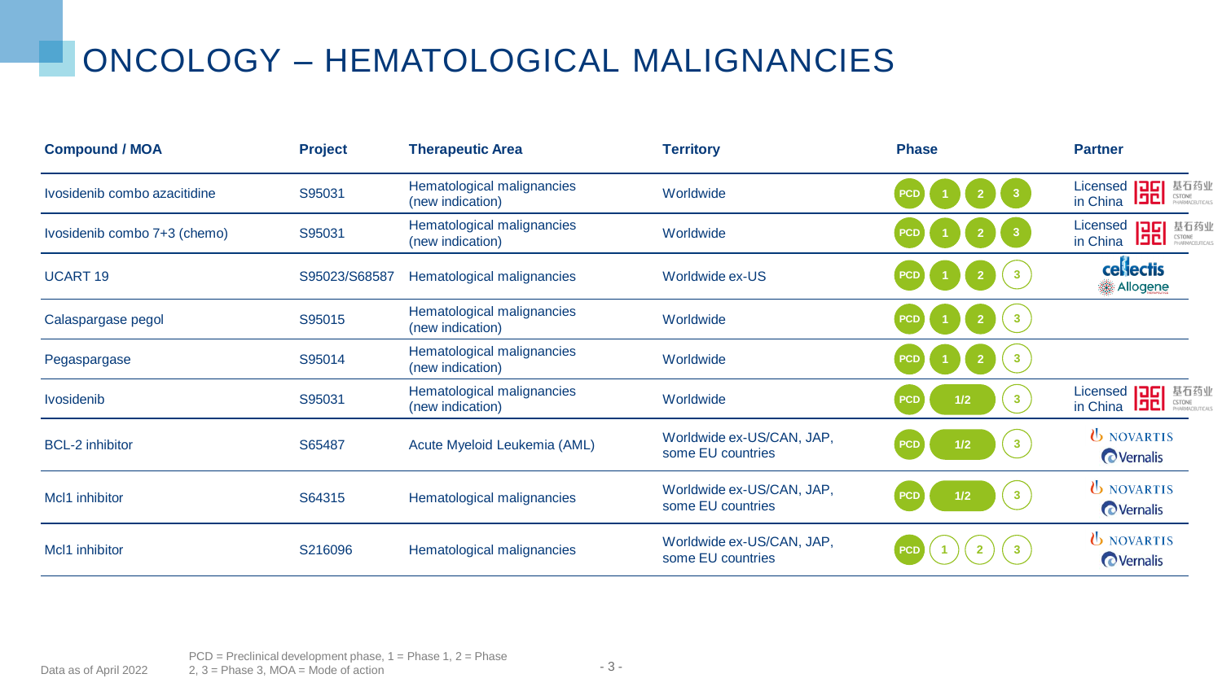# ONCOLOGY – HEMATOLOGICAL MALIGNANCIES

| Compound / MOA | Project | Therapeutic Area | Territory | Phase | Partner |
|---|---|---|---|---|---|
| Ivosidenib combo azacitidine | S95031 | Hematological malignancies (new indication) | Worldwide | **PCD** **1** **2** **3** | Licensed in China 基石药业 CSTONE PHARMACEUTICALS |
| Ivosidenib combo 7+3 (chemo) | S95031 | Hematological malignancies (new indication) | Worldwide | **PCD** **1** **2** **3** | Licensed in China 基石药业 CSTONE PHARMACEUTICALS |
| UCART 19 | S95023/S68587 | Hematological malignancies | Worldwide ex-US | **PCD** **1** **2** 3 | Cellectis Allogene |
| Calaspargase pegol | S95015 | Hematological malignancies (new indication) | Worldwide | **PCD** **1** **2** 3 | |
| Pegaspargase | S95014 | Hematological malignancies (new indication) | Worldwide | **PCD** **1** **2** 3 | |
| Ivosidenib | S95031 | Hematological malignancies (new indication) | Worldwide | **PCD** **1/2** 3 | Licensed in China 基石药业 CSTONE PHARMACEUTICALS |
| BCL-2 inhibitor | S65487 | Acute Myeloid Leukemia (AML) | Worldwide ex-US/CAN, JAP, some EU countries | **PCD** **1/2** 3 | NOVARTIS Vernalis |
| Mcl1 inhibitor | S64315 | Hematological malignancies | Worldwide ex-US/CAN, JAP, some EU countries | **PCD** **1/2** 3 | NOVARTIS Vernalis |
| Mcl1 inhibitor | S216096 | Hematological malignancies | Worldwide ex-US/CAN, JAP, some EU countries | **PCD** 1 2 3 | NOVARTIS Vernalis |

Data as of April 2022

PCD = Preclinical development phase, 1 = Phase 1, 2 = Phase 2, 3 = Phase 3, MOA = Mode of action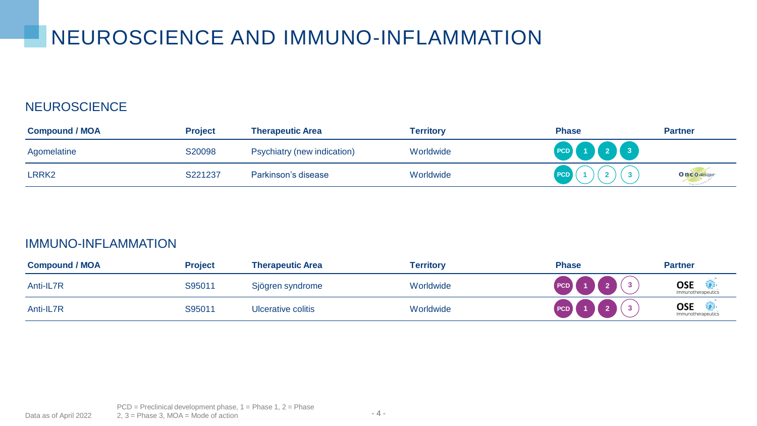# NEUROSCIENCE AND IMMUNO-INFLAMMATION

## NEUROSCIENCE

| Compound / MOA | Project | Therapeutic Area | Territory | Phase | Partner |
|---|---|---|---|---|---|
| Agomelatine | S20098 | Psychiatry (new indication) | Worldwide | 3 | |
| LRRK2 | S221237 | Parkinson's disease | Worldwide | PCD | Oncodesign |

## IMMUNO-INFLAMMATION

| Compound / MOA | Project | Therapeutic Area | Territory | Phase | Partner |
|---|---|---|---|---|---|
| Anti-IL7R | S95011 | Sjögren syndrome | Worldwide | 2 | OSE Immunotherapeutics |
| Anti-IL7R | S95011 | Ulcerative colitis | Worldwide | 2 | OSE Immunotherapeutics |

Data as of April 2022

PCD = Preclinical development phase, 1 = Phase 1, 2 = Phase 2, 3 = Phase 3, MOA = Mode of action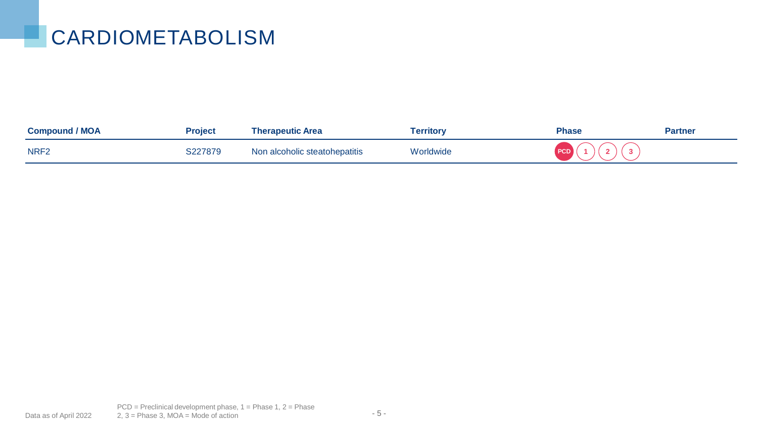# CARDIOMETABOLISM

| Compound / MOA | Project | Therapeutic Area | Territory | Phase | Partner |
|---|---|---|---|---|---|
| NRF2 | S227879 | Non alcoholic steatohepatitis | Worldwide | PCD | |

Data as of April 2022

PCD = Preclinical development phase, 1 = Phase 1, 2 = Phase 2, 3 = Phase 3, MOA = Mode of action